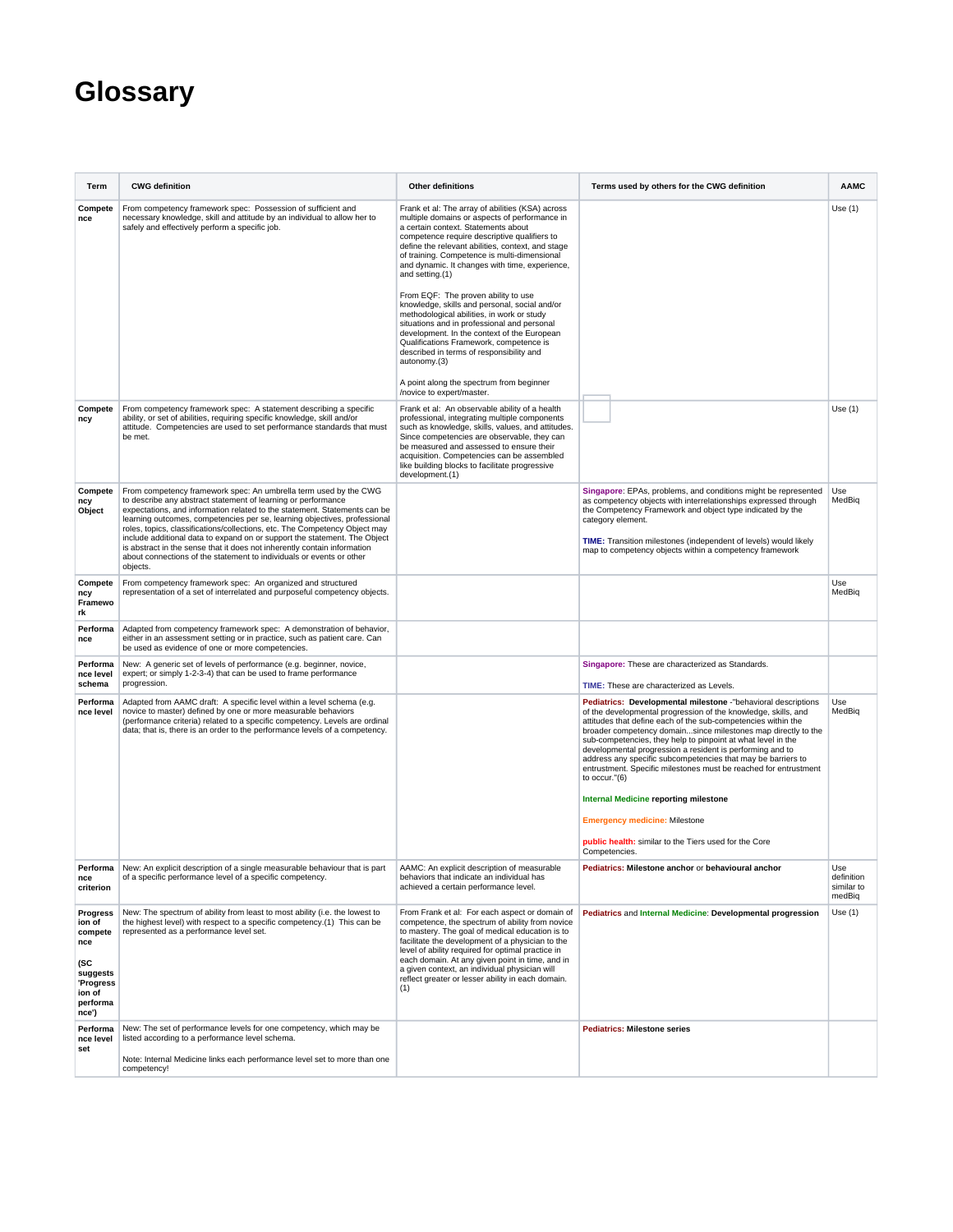# Glossary

| Term | CWG definition | Other definitions | Terms used by others for the CWG definition | AAMC |
|---|---|---|---|---|
| **Competence** | From competency framework spec: Possession of sufficient and necessary knowledge, skill and attitude by an individual to allow her to safely and effectively perform a specific job. | Frank et al: The array of abilities (KSA) across multiple domains or aspects of performance in a certain context. Statements about competence require descriptive qualifiers to define the relevant abilities, context, and stage of training. Competence is multi-dimensional and dynamic. It changes with time, experience, and setting.(1)<br><br>From EQF: The proven ability to use knowledge, skills and personal, social and/or methodological abilities, in work or study situations and in professional and personal development. In the context of the European Qualifications Framework, competence is described in terms of responsibility and autonomy.(3)<br><br>A point along the spectrum from beginner /novice to expert/master. | | Use (1) |
| **Competency** | From competency framework spec: A statement describing a specific ability, or set of abilities, requiring specific knowledge, skill and/or attitude. Competencies are used to set performance standards that must be met. | Frank et al: An observable ability of a health professional, integrating multiple components such as knowledge, skills, values, and attitudes. Since competencies are observable, they can be measured and assessed to ensure their acquisition. Competencies can be assembled like building blocks to facilitate progressive development.(1) | | Use (1) |
| **Competency Object** | From competency framework spec: An umbrella term used by the CWG to describe any abstract statement of learning or performance expectations, and information related to the statement. Statements can be learning outcomes, competencies per se, learning objectives, professional roles, topics, classifications/collections, etc. The Competency Object may include additional data to expand on or support the statement. The Object is abstract in the sense that it does not inherently contain information about connections of the statement to individuals or events or other objects. | | **Singapore:** EPAs, problems, and conditions might be represented as competency objects with interrelationships expressed through the Competency Framework and object type indicated by the category element.<br><br>**TIME:** Transition milestones (independent of levels) would likely map to competency objects within a competency framework | Use MedBiq |
| **Competency Framework** | From competency framework spec: An organized and structured representation of a set of interrelated and purposeful competency objects. | | | Use MedBiq |
| **Performance** | Adapted from competency framework spec: A demonstration of behavior, either in an assessment setting or in practice, such as patient care. Can be used as evidence of one or more competencies. | | | |
| **Performance level schema** | New: A generic set of levels of performance (e.g. beginner, novice, expert; or simply 1-2-3-4) that can be used to frame performance progression. | | **Singapore:** These are characterized as Standards.<br><br>**TIME:** These are characterized as Levels. | |
| **Performance level** | Adapted from AAMC draft: A specific level within a level schema (e.g. novice to master) defined by one or more measurable behaviors (performance criteria) related to a specific competency. Levels are ordinal data; that is, there is an order to the performance levels of a competency. | | **Pediatrics: Developmental milestone** -"behavioral descriptions of the developmental progression of the knowledge, skills, and attitudes that define each of the sub-competencies within the broader competency domain...since milestones map directly to the sub-competencies, they help to pinpoint at what level in the developmental progression a resident is performing and to address any specific subcompetencies that may be barriers to entrustment. Specific milestones must be reached for entrustment to occur."(6)<br><br>**Internal Medicine reporting milestone**<br><br>**Emergency medicine:** Milestone<br><br>**public health:** similar to the Tiers used for the Core Competencies. | Use MedBiq |
| **Performance criterion** | New: An explicit description of a single measurable behaviour that is part of a specific performance level of a specific competency. | AAMC: An explicit description of measurable behaviors that indicate an individual has achieved a certain performance level. | **Pediatrics: Milestone anchor** or **behavioural anchor** | Use definition similar to medBiq |
| **Progression of competence**<br><br>**(SC suggests 'Progression of performance')** | New: The spectrum of ability from least to most ability (i.e. the lowest to the highest level) with respect to a specific competency.(1) This can be represented as a performance level set. | From Frank et al: For each aspect or domain of competence, the spectrum of ability from novice to mastery. The goal of medical education is to facilitate the development of a physician to the level of ability required for optimal practice in each domain. At any given point in time, and in a given context, an individual physician will reflect greater or lesser ability in each domain.(1) | **Pediatrics** and **Internal Medicine**: **Developmental progression** | Use (1) |
| **Performance level set** | New: The set of performance levels for one competency, which may be listed according to a performance level schema.<br><br>Note: Internal Medicine links each performance level set to more than one competency! | | **Pediatrics: Milestone series** | |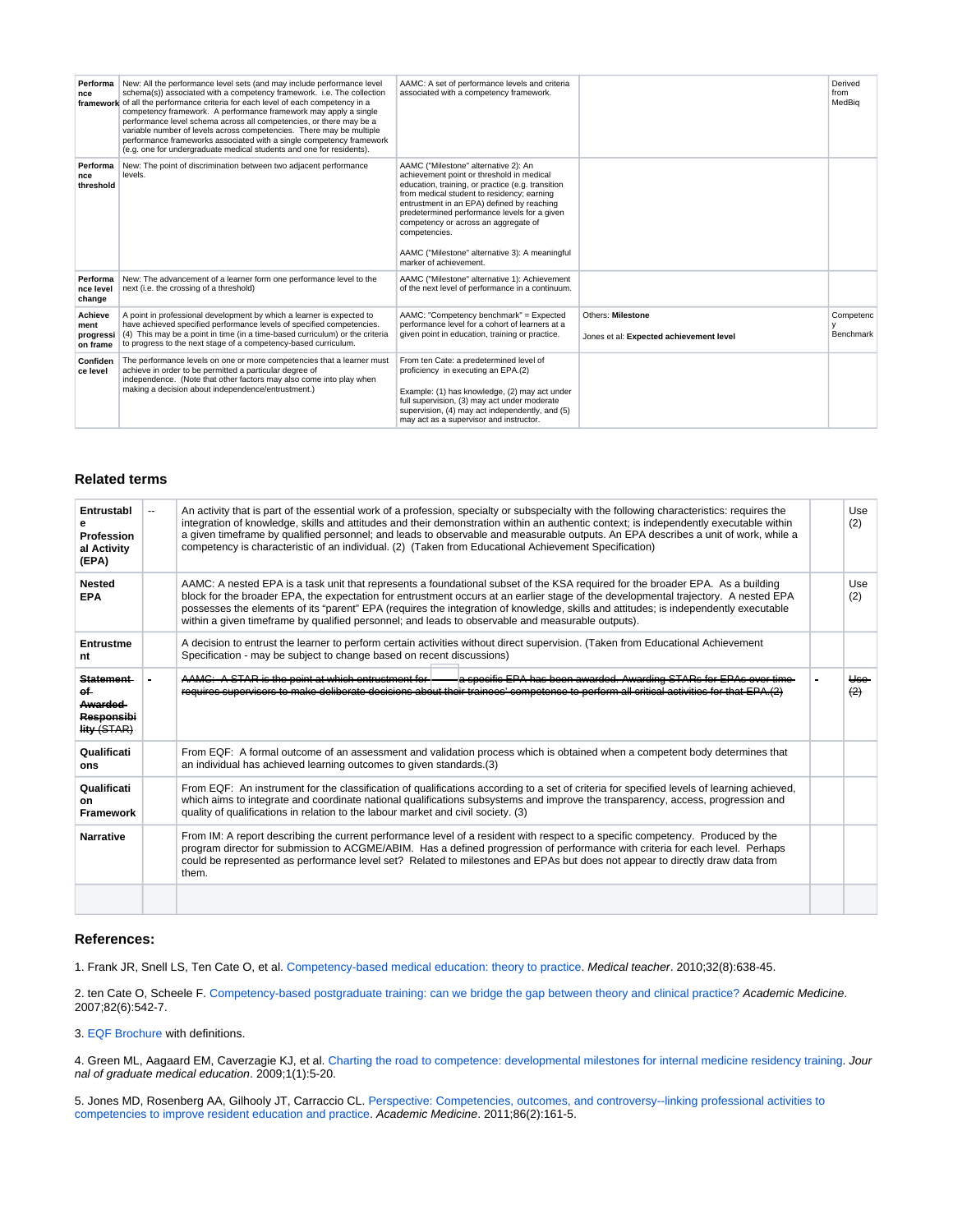| Performance framework | New: All the performance level sets (and may include performance level schema(s)) associated with a competency framework. i.e. The collection of all the performance criteria for each level of each competency in a competency framework. A performance framework may apply a single performance level schema across all competencies, or there may be a variable number of levels across competencies. There may be multiple performance frameworks associated with a single competency framework (e.g. one for undergraduate medical students and one for residents). | AAMC: A set of performance levels and criteria associated with a competency framework. | | Derived from MedBiq |
|---|---|---|---|---|
| Performance threshold | New: The point of discrimination between two adjacent performance levels. | AAMC ("Milestone" alternative 2): An achievement point or threshold in medical education, training, or practice (e.g. transition from medical student to residency; earning entrustment in an EPA) defined by reaching predetermined performance levels for a given competency or across an aggregate of competencies.<br><br>AAMC ("Milestone" alternative 3): A meaningful marker of achievement. | | |
| Performance level change | New: The advancement of a learner form one performance level to the next (i.e. the crossing of a threshold) | AAMC ("Milestone" alternative 1): Achievement of the next level of performance in a continuum. | | |
| Achievement progression frame | A point in professional development by which a learner is expected to have achieved specified performance levels of specified competencies. (4) This may be a point in time (in a time-based curriculum) or the criteria to progress to the next stage of a competency-based curriculum. | AAMC: "Competency benchmark" = Expected performance level for a cohort of learners at a given point in education, training or practice. | Others: **Milestone**<br><br>Jones et al: **Expected achievement level** | Competency Benchmark |
| Confidence level | The performance levels on one or more competencies that a learner must achieve in order to be permitted a particular degree of independence. (Note that other factors may also come into play when making a decision about independence/entrustment.) | From ten Cate: a predetermined level of proficiency in executing an EPA.(2)<br><br>Example: (1) has knowledge, (2) may act under full supervision, (3) may act under moderate supervision, (4) may act independently, and (5) may act as a supervisor and instructor. | | |

### Related terms

| Entrustable Professional Activity (EPA) | -- | An activity that is part of the essential work of a profession, specialty or subspecialty with the following characteristics: requires the integration of knowledge, skills and attitudes and their demonstration within an authentic context; is independently executable within a given timeframe by qualified personnel; and leads to observable and measurable outputs. An EPA describes a unit of work, while a competency is characteristic of an individual. (2) (Taken from Educational Achievement Specification) | | Use (2) |
|---|---|---|---|---|
| Nested EPA | | AAMC: A nested EPA is a task unit that represents a foundational subset of the KSA required for the broader EPA. As a building block for the broader EPA, the expectation for entrustment occurs at an earlier stage of the developmental trajectory. A nested EPA possesses the elements of its "parent" EPA (requires the integration of knowledge, skills and attitudes; is independently executable within a given timeframe by qualified personnel; and leads to observable and measurable outputs). | | Use (2) |
| Entrustment | | A decision to entrust the learner to perform certain activities without direct supervision. (Taken from Educational Achievement Specification - may be subject to change based on recent discussions) | | |
| ~~Statement of Awarded Responsibility (STAR)~~ | - | ~~AAMC: A STAR is the point at which entrustment for a specific EPA has been awarded. Awarding STARs for EPAs over time requires supervisors to make deliberate decisions about their trainees' competence to perform all critical activities for that EPA.(2)~~ | - | ~~Use (2)~~ |
| Qualifications | | From EQF: A formal outcome of an assessment and validation process which is obtained when a competent body determines that an individual has achieved learning outcomes to given standards.(3) | | |
| Qualification Framework | | From EQF: An instrument for the classification of qualifications according to a set of criteria for specified levels of learning achieved, which aims to integrate and coordinate national qualifications subsystems and improve the transparency, access, progression and quality of qualifications in relation to the labour market and civil society. (3) | | |
| Narrative | | From IM: A report describing the current performance level of a resident with respect to a specific competency. Produced by the program director for submission to ACGME/ABIM. Has a defined progression of performance with criteria for each level. Perhaps could be represented as performance level set? Related to milestones and EPAs but does not appear to directly draw data from them. | | |
| | | | | |

### References:

1. Frank JR, Snell LS, Ten Cate O, et al. Competency-based medical education: theory to practice. *Medical teacher*. 2010;32(8):638-45.

2. ten Cate O, Scheele F. Competency-based postgraduate training: can we bridge the gap between theory and clinical practice? *Academic Medicine*. 2007;82(6):542-7.

3. EQF Brochure with definitions.

4. Green ML, Aagaard EM, Caverzagie KJ, et al. Charting the road to competence: developmental milestones for internal medicine residency training. *Journal of graduate medical education*. 2009;1(1):5-20.

5. Jones MD, Rosenberg AA, Gilhooly JT, Carraccio CL. Perspective: Competencies, outcomes, and controversy--linking professional activities to competencies to improve resident education and practice. *Academic Medicine*. 2011;86(2):161-5.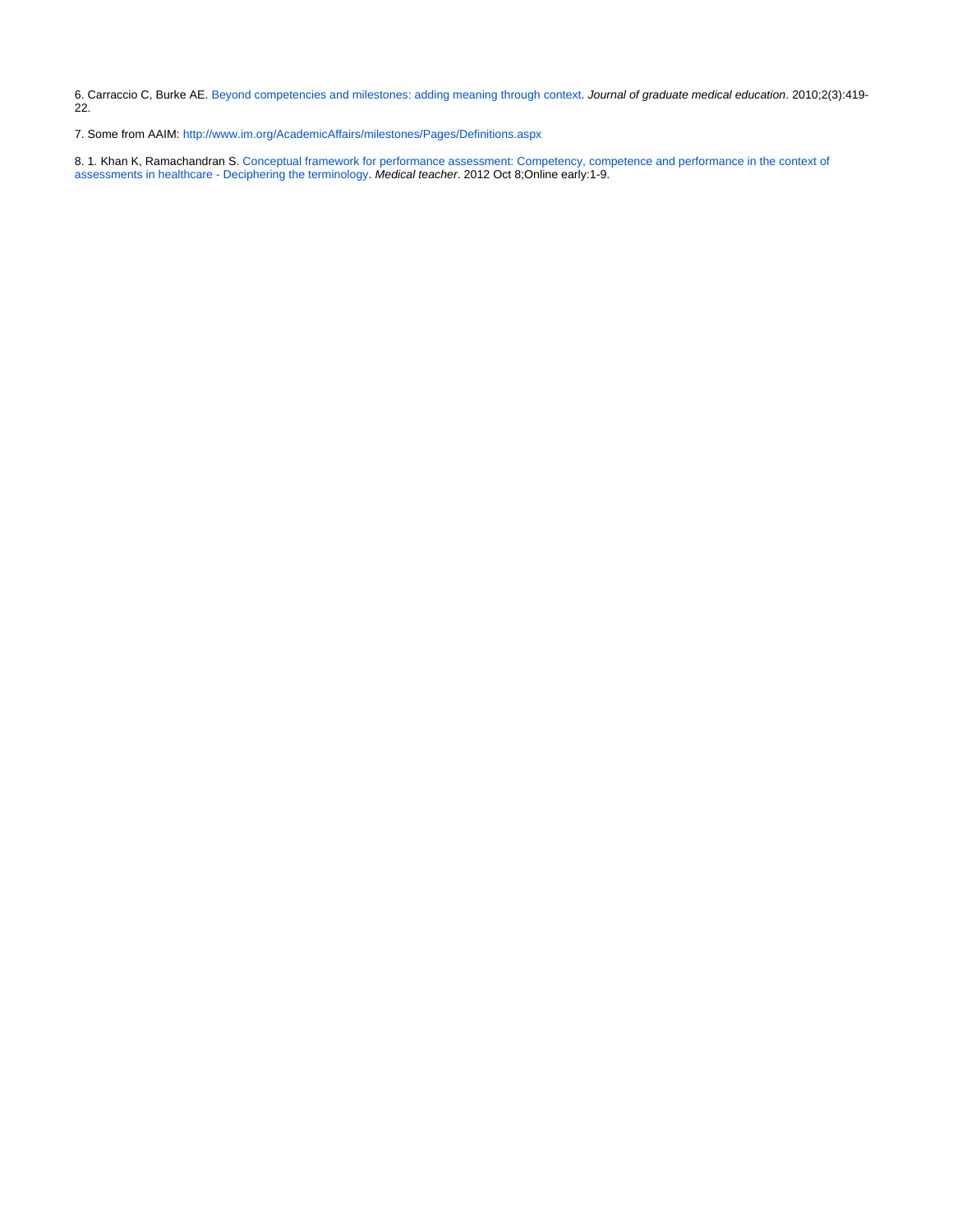6. Carraccio C, Burke AE. Beyond competencies and milestones: adding meaning through context. *Journal of graduate medical education*. 2010;2(3):419-22.

7. Some from AAIM: http://www.im.org/AcademicAffairs/milestones/Pages/Definitions.aspx

8. 1. Khan K, Ramachandran S. Conceptual framework for performance assessment: Competency, competence and performance in the context of assessments in healthcare - Deciphering the terminology. *Medical teacher*. 2012 Oct 8;Online early:1-9.